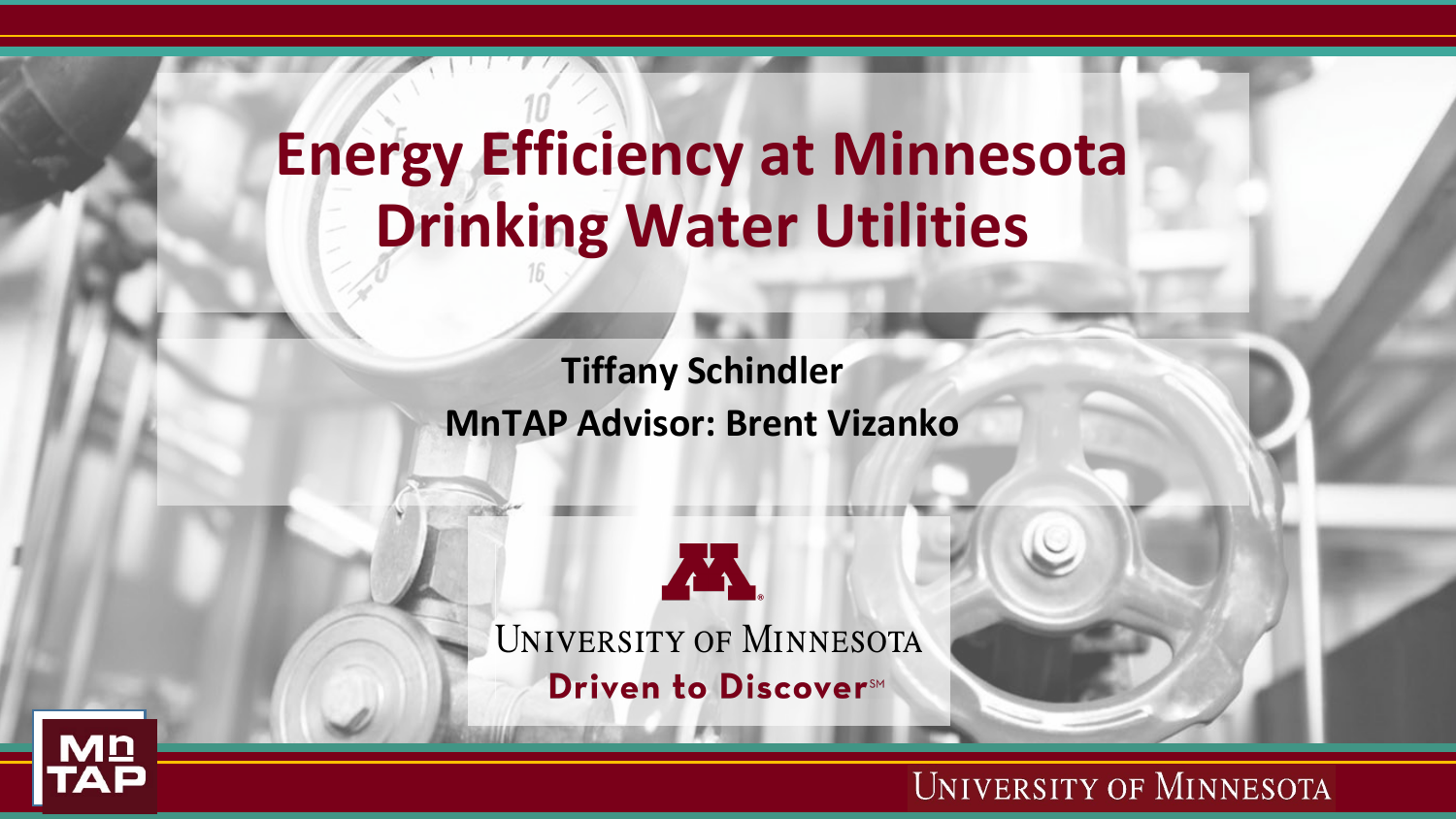# Energy Efficiency at Minnesota Drinking Water Utilities

**Tiffany Schindler**

**MnTAP Advisor: Brent Vizanko**

University of Minnesota

Driven to Discover℠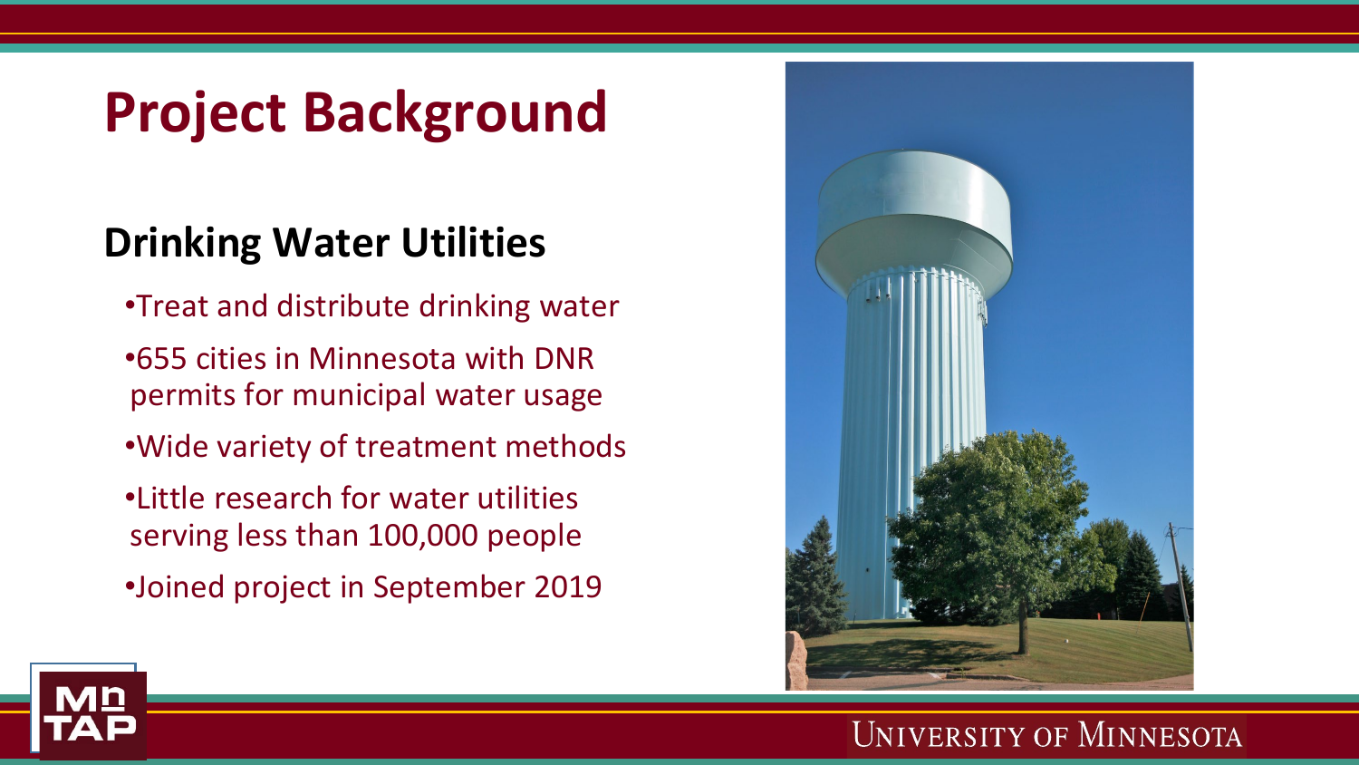# Project Background

## Drinking Water Utilities

- Treat and distribute drinking water
- 655 cities in Minnesota with DNR permits for municipal water usage
- Wide variety of treatment methods
- Little research for water utilities serving less than 100,000 people
- Joined project in September 2019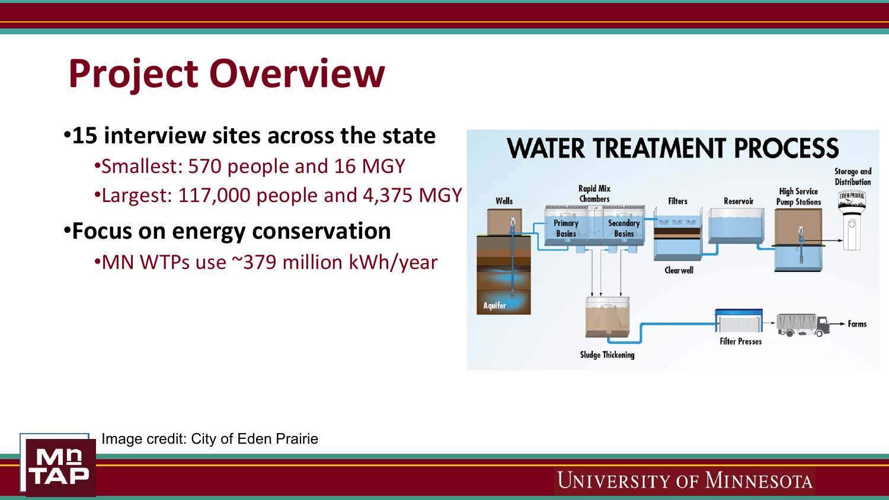# Project Overview

- **15 interview sites across the state**
  - Smallest: 570 people and 16 MGY
  - Largest: 117,000 people and 4,375 MGY
- **Focus on energy conservation**
  - MN WTPs use ~379 million kWh/year

Image credit: City of Eden Prairie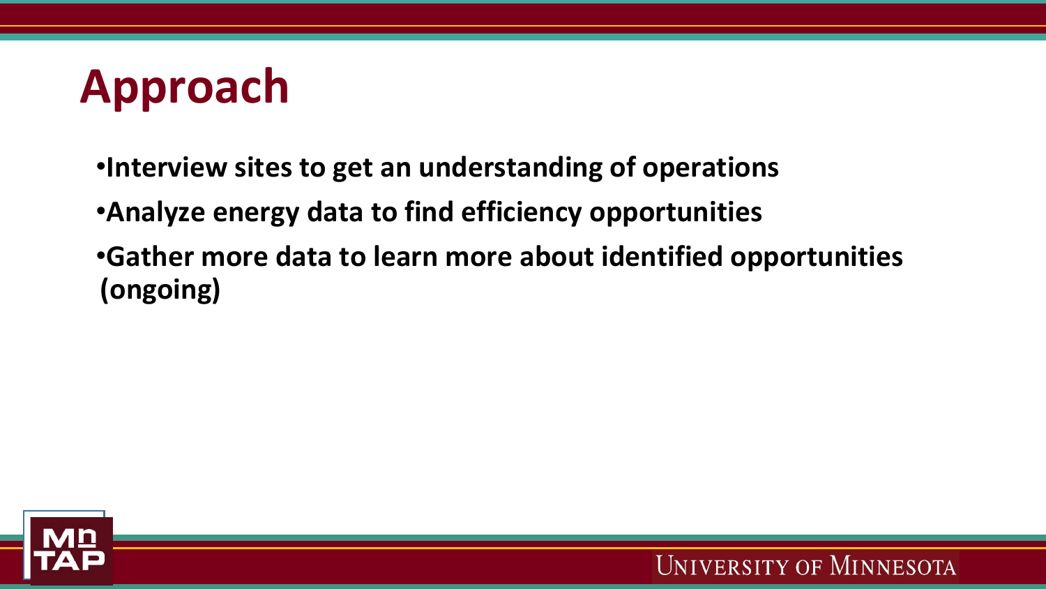# Approach

- **Interview sites to get an understanding of operations**
- **Analyze energy data to find efficiency opportunities**
- **Gather more data to learn more about identified opportunities (ongoing)**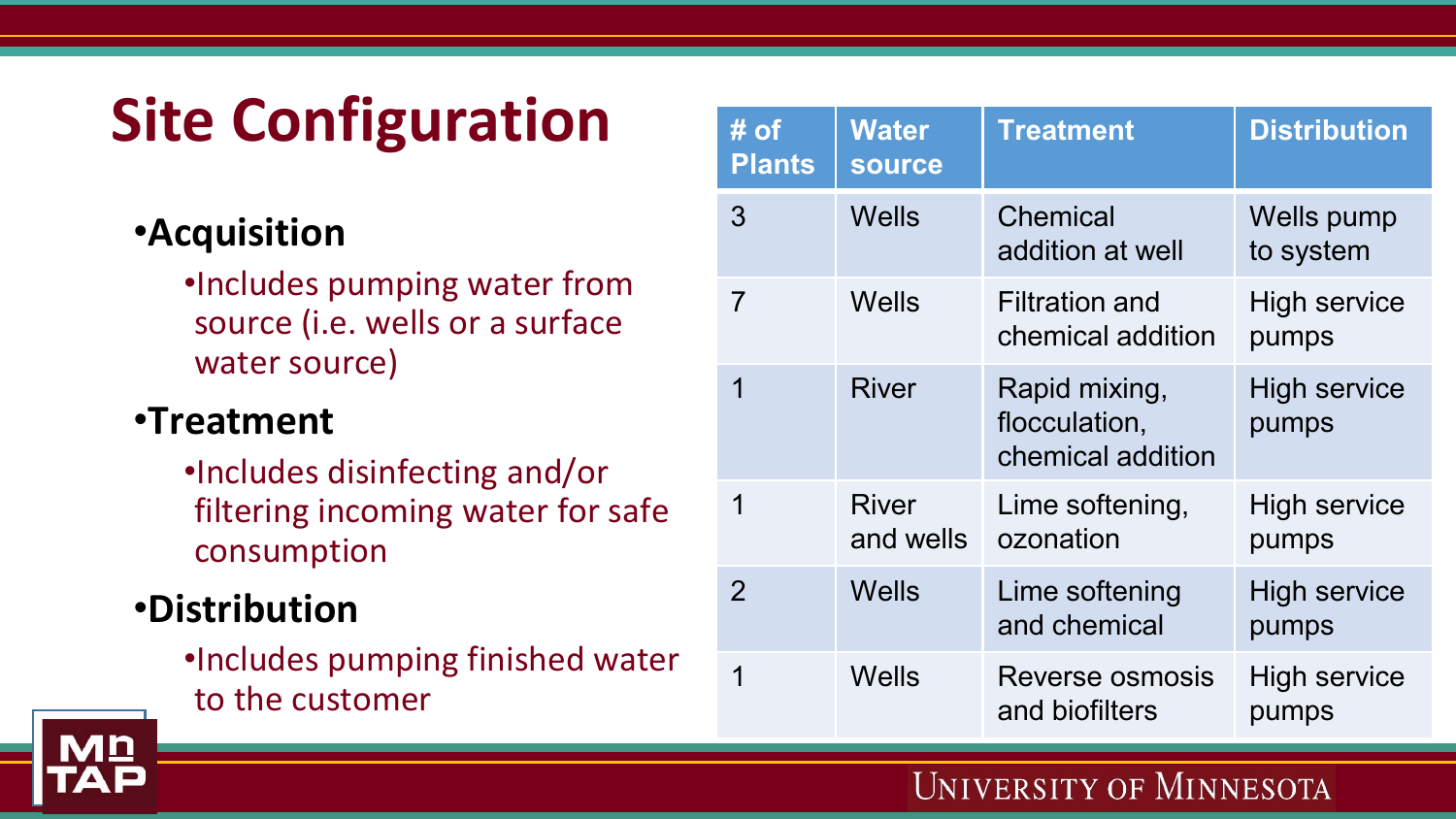# Site Configuration

- **Acquisition**
  - Includes pumping water from source (i.e. wells or a surface water source)
- **Treatment**
  - Includes disinfecting and/or filtering incoming water for safe consumption
- **Distribution**
  - Includes pumping finished water to the customer

| # of Plants | Water source | Treatment | Distribution |
|---|---|---|---|
| 3 | Wells | Chemical addition at well | Wells pump to system |
| 7 | Wells | Filtration and chemical addition | High service pumps |
| 1 | River | Rapid mixing, flocculation, chemical addition | High service pumps |
| 1 | River and wells | Lime softening, ozonation | High service pumps |
| 2 | Wells | Lime softening and chemical | High service pumps |
| 1 | Wells | Reverse osmosis and biofilters | High service pumps |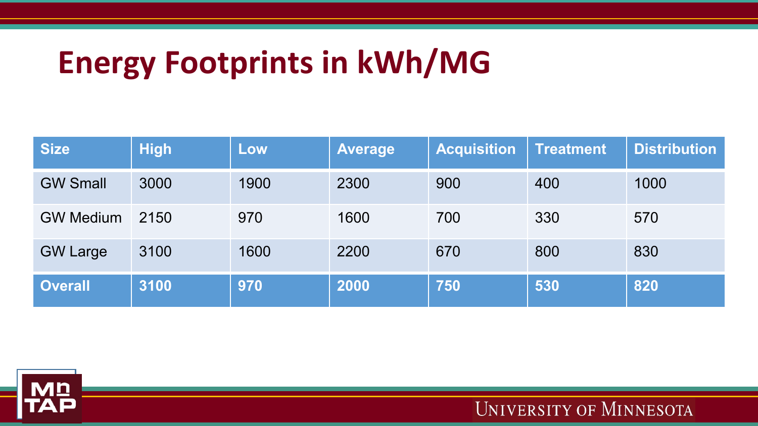# Energy Footprints in kWh/MG

| Size | High | Low | Average | Acquisition | Treatment | Distribution |
|---|---|---|---|---|---|---|
| GW Small | 3000 | 1900 | 2300 | 900 | 400 | 1000 |
| GW Medium | 2150 | 970 | 1600 | 700 | 330 | 570 |
| GW Large | 3100 | 1600 | 2200 | 670 | 800 | 830 |
| **Overall** | **3100** | **970** | **2000** | **750** | **530** | **820** |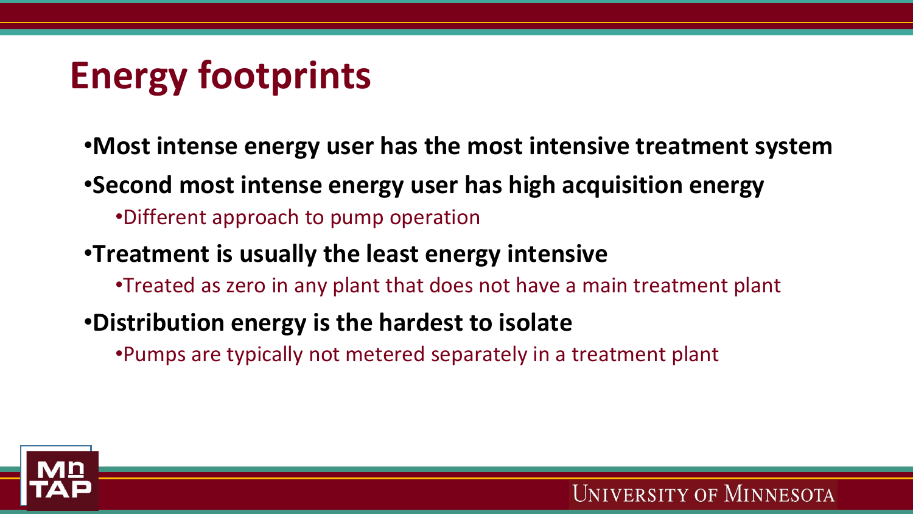# Energy footprints

- **Most intense energy user has the most intensive treatment system**
- **Second most intense energy user has high acquisition energy**
  - Different approach to pump operation
- **Treatment is usually the least energy intensive**
  - Treated as zero in any plant that does not have a main treatment plant
- **Distribution energy is the hardest to isolate**
  - Pumps are typically not metered separately in a treatment plant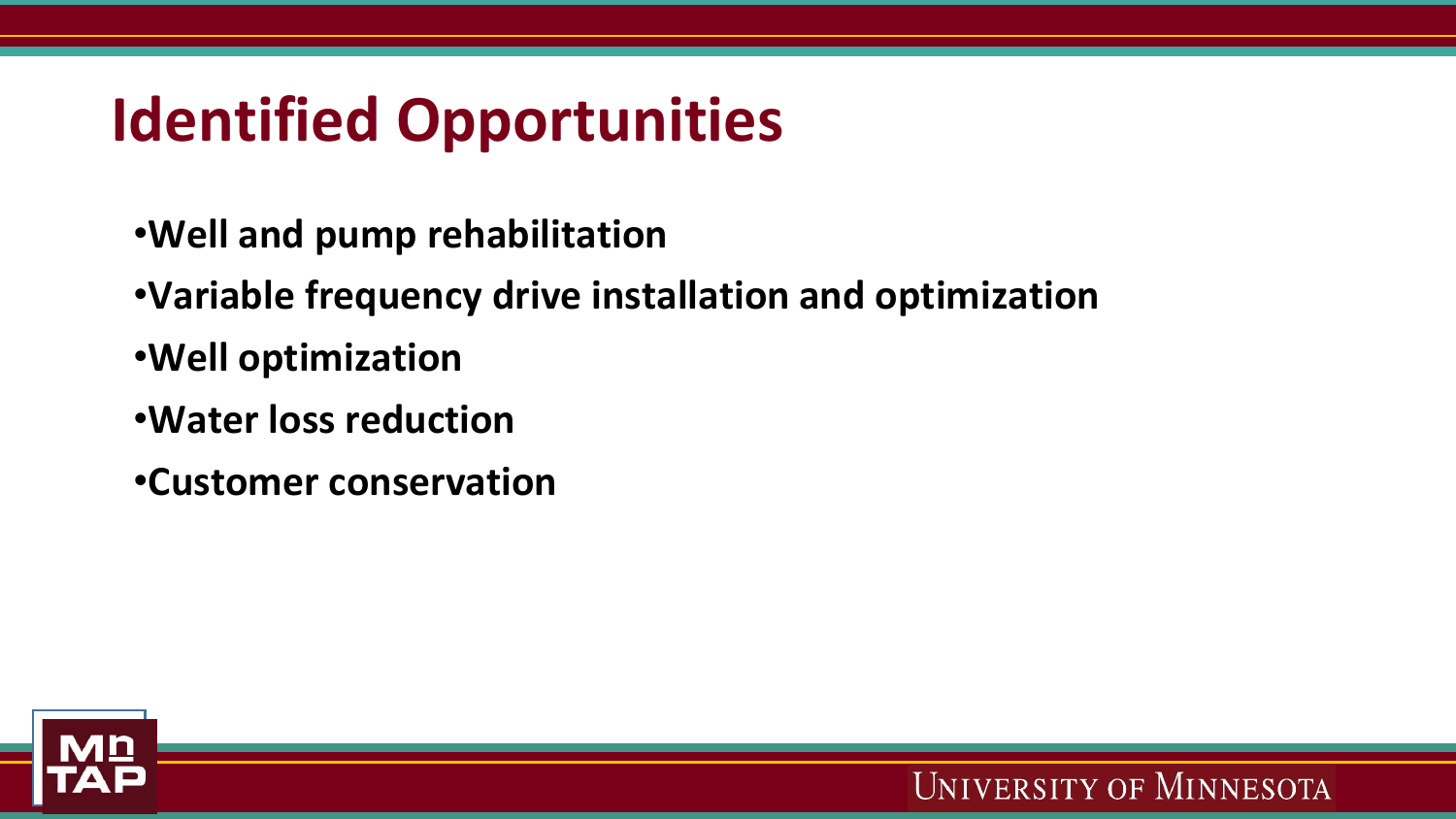# Identified Opportunities

- **Well and pump rehabilitation**
- **Variable frequency drive installation and optimization**
- **Well optimization**
- **Water loss reduction**
- **Customer conservation**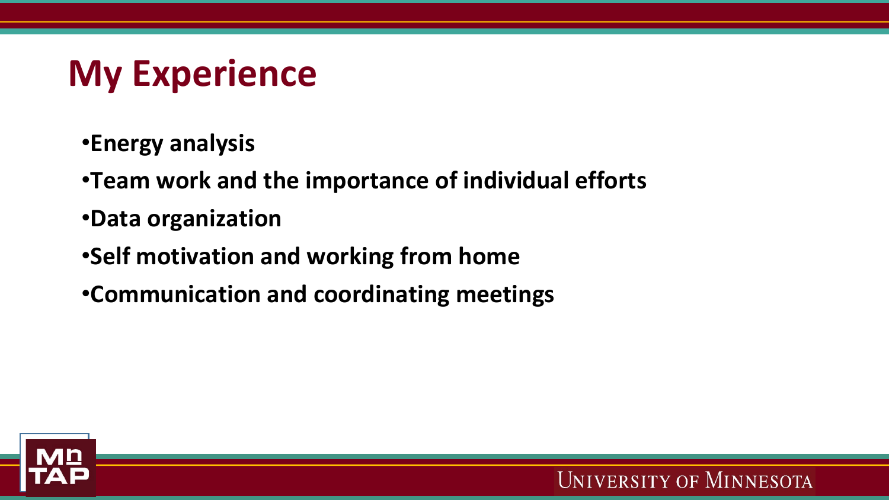# My Experience

- **Energy analysis**
- **Team work and the importance of individual efforts**
- **Data organization**
- **Self motivation and working from home**
- **Communication and coordinating meetings**